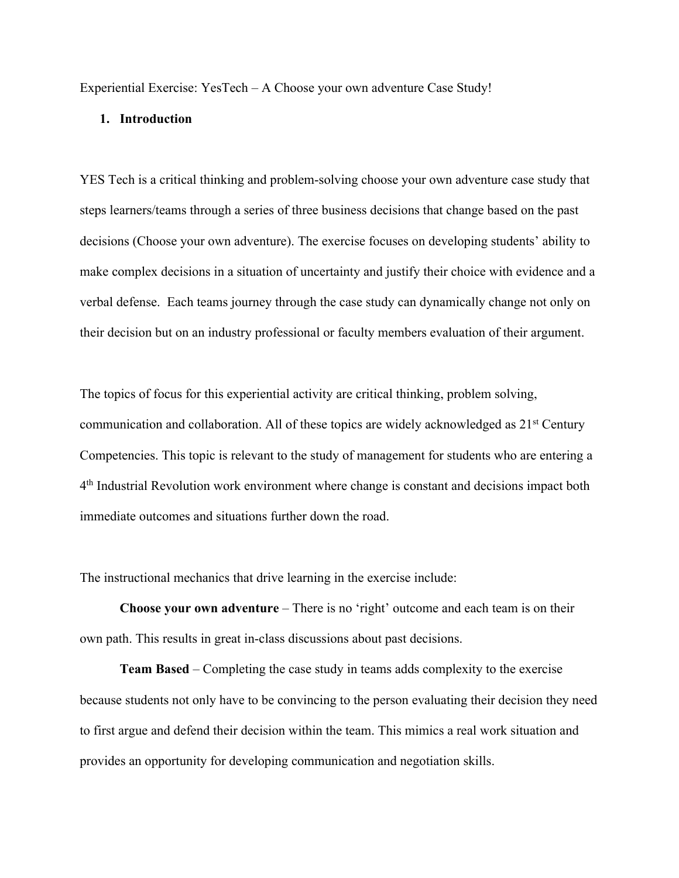Experiential Exercise: YesTech – A Choose your own adventure Case Study!

## 1. Introduction

YES Tech is a critical thinking and problem-solving choose your own adventure case study that steps learners/teams through a series of three business decisions that change based on the past decisions (Choose your own adventure). The exercise focuses on developing students' ability to make complex decisions in a situation of uncertainty and justify their choice with evidence and a verbal defense. Each teams journey through the case study can dynamically change not only on their decision but on an industry professional or faculty members evaluation of their argument.

The topics of focus for this experiential activity are critical thinking, problem solving, communication and collaboration. All of these topics are widely acknowledged as 21st Century Competencies. This topic is relevant to the study of management for students who are entering a 4th Industrial Revolution work environment where change is constant and decisions impact both immediate outcomes and situations further down the road.

The instructional mechanics that drive learning in the exercise include:

**Choose your own adventure** – There is no 'right' outcome and each team is on their own path. This results in great in-class discussions about past decisions.

**Team Based** – Completing the case study in teams adds complexity to the exercise because students not only have to be convincing to the person evaluating their decision they need to first argue and defend their decision within the team. This mimics a real work situation and provides an opportunity for developing communication and negotiation skills.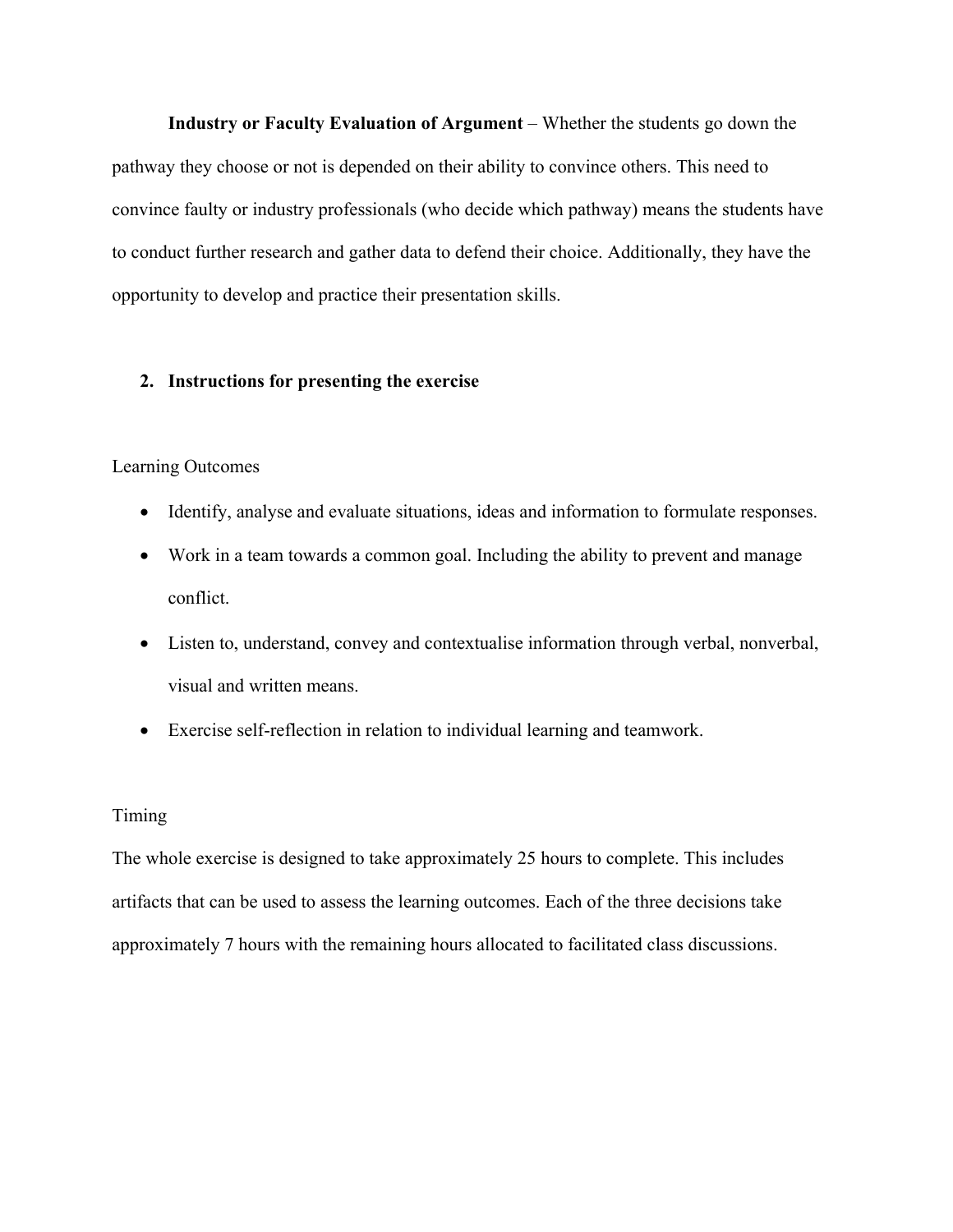**Industry or Faculty Evaluation of Argument** – Whether the students go down the pathway they choose or not is depended on their ability to convince others. This need to convince faulty or industry professionals (who decide which pathway) means the students have to conduct further research and gather data to defend their choice. Additionally, they have the opportunity to develop and practice their presentation skills.

## 2. Instructions for presenting the exercise

Learning Outcomes

- Identify, analyse and evaluate situations, ideas and information to formulate responses.
- Work in a team towards a common goal. Including the ability to prevent and manage conflict.
- Listen to, understand, convey and contextualise information through verbal, nonverbal, visual and written means.
- Exercise self-reflection in relation to individual learning and teamwork.

Timing

The whole exercise is designed to take approximately 25 hours to complete. This includes artifacts that can be used to assess the learning outcomes. Each of the three decisions take approximately 7 hours with the remaining hours allocated to facilitated class discussions.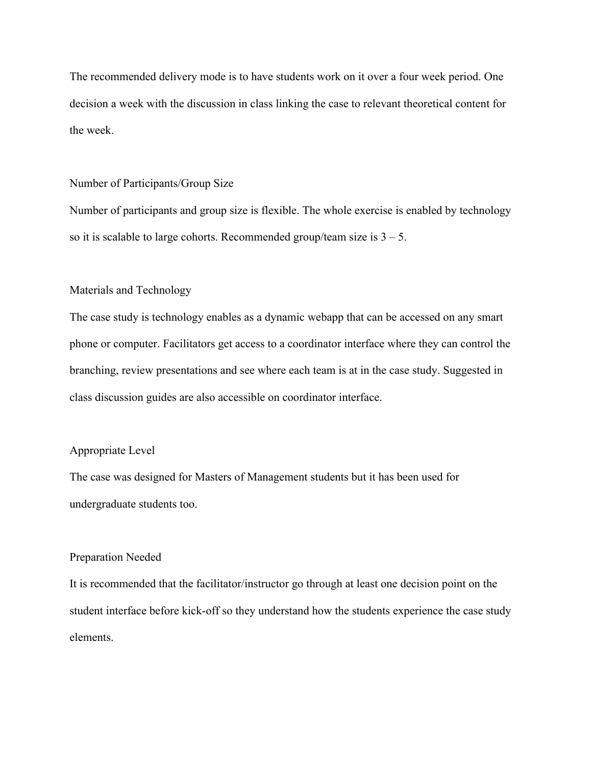The recommended delivery mode is to have students work on it over a four week period. One decision a week with the discussion in class linking the case to relevant theoretical content for the week.

## Number of Participants/Group Size

Number of participants and group size is flexible. The whole exercise is enabled by technology so it is scalable to large cohorts. Recommended group/team size is 3 – 5.

## Materials and Technology

The case study is technology enables as a dynamic webapp that can be accessed on any smart phone or computer. Facilitators get access to a coordinator interface where they can control the branching, review presentations and see where each team is at in the case study. Suggested in class discussion guides are also accessible on coordinator interface.

## Appropriate Level

The case was designed for Masters of Management students but it has been used for undergraduate students too.

## Preparation Needed

It is recommended that the facilitator/instructor go through at least one decision point on the student interface before kick-off so they understand how the students experience the case study elements.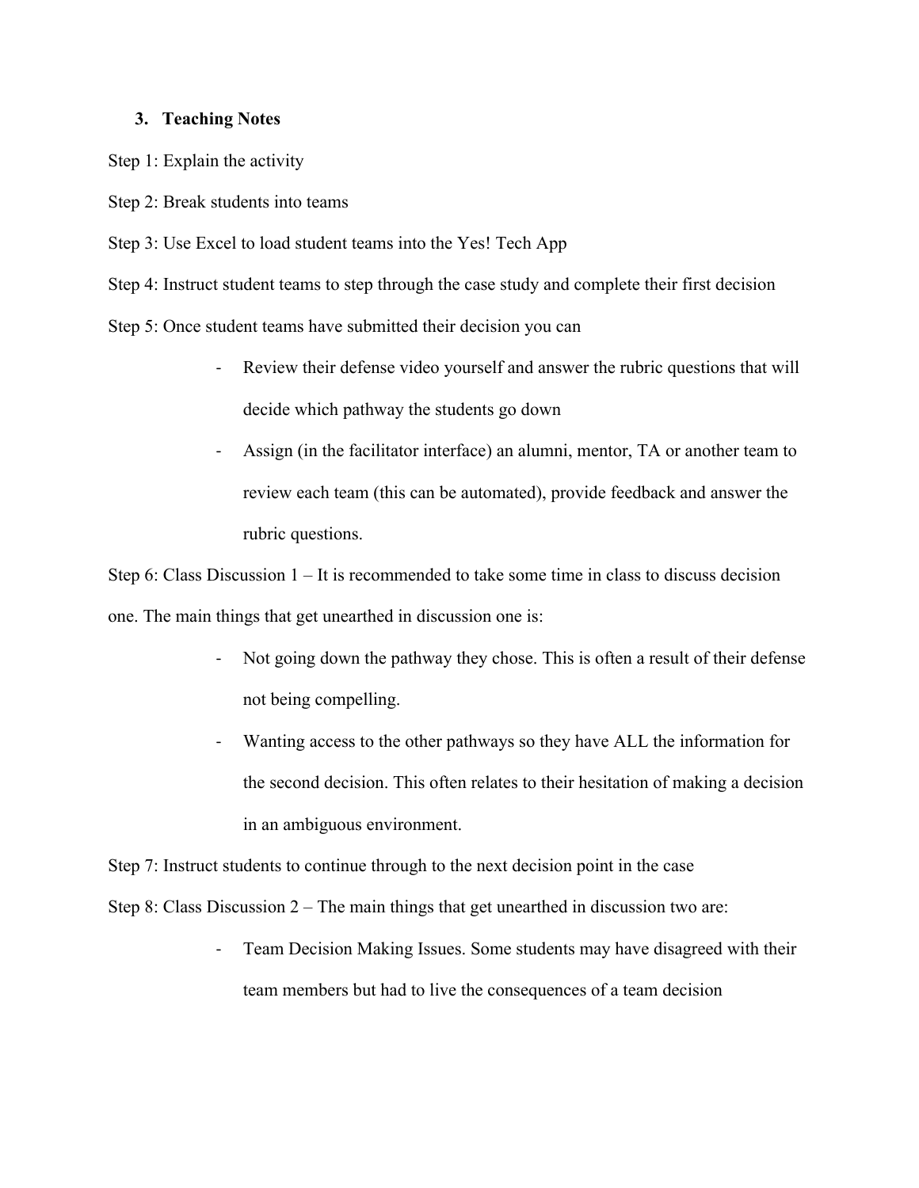## 3. Teaching Notes

Step 1: Explain the activity

Step 2: Break students into teams

Step 3: Use Excel to load student teams into the Yes! Tech App

Step 4: Instruct student teams to step through the case study and complete their first decision

Step 5: Once student teams have submitted their decision you can

- Review their defense video yourself and answer the rubric questions that will decide which pathway the students go down
- Assign (in the facilitator interface) an alumni, mentor, TA or another team to review each team (this can be automated), provide feedback and answer the rubric questions.

Step 6: Class Discussion 1 – It is recommended to take some time in class to discuss decision one. The main things that get unearthed in discussion one is:

- Not going down the pathway they chose. This is often a result of their defense not being compelling.
- Wanting access to the other pathways so they have ALL the information for the second decision. This often relates to their hesitation of making a decision in an ambiguous environment.

Step 7: Instruct students to continue through to the next decision point in the case

Step 8: Class Discussion 2 – The main things that get unearthed in discussion two are:

- Team Decision Making Issues. Some students may have disagreed with their team members but had to live the consequences of a team decision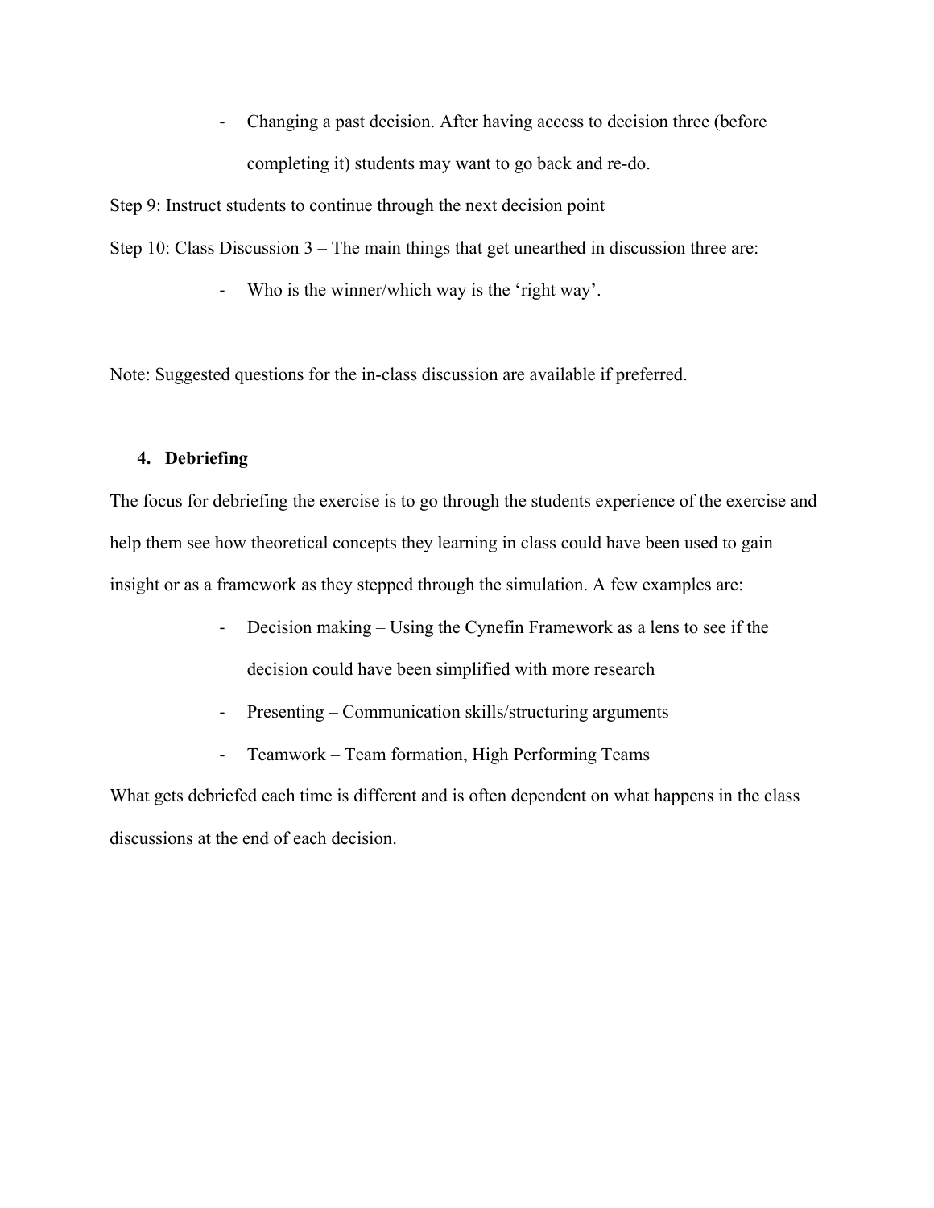- Changing a past decision. After having access to decision three (before completing it) students may want to go back and re-do.

Step 9: Instruct students to continue through the next decision point

Step 10: Class Discussion 3 – The main things that get unearthed in discussion three are:

- Who is the winner/which way is the 'right way'.

Note: Suggested questions for the in-class discussion are available if preferred.

## 4. Debriefing

The focus for debriefing the exercise is to go through the students experience of the exercise and help them see how theoretical concepts they learning in class could have been used to gain insight or as a framework as they stepped through the simulation. A few examples are:

- Decision making – Using the Cynefin Framework as a lens to see if the decision could have been simplified with more research
- Presenting – Communication skills/structuring arguments
- Teamwork – Team formation, High Performing Teams

What gets debriefed each time is different and is often dependent on what happens in the class discussions at the end of each decision.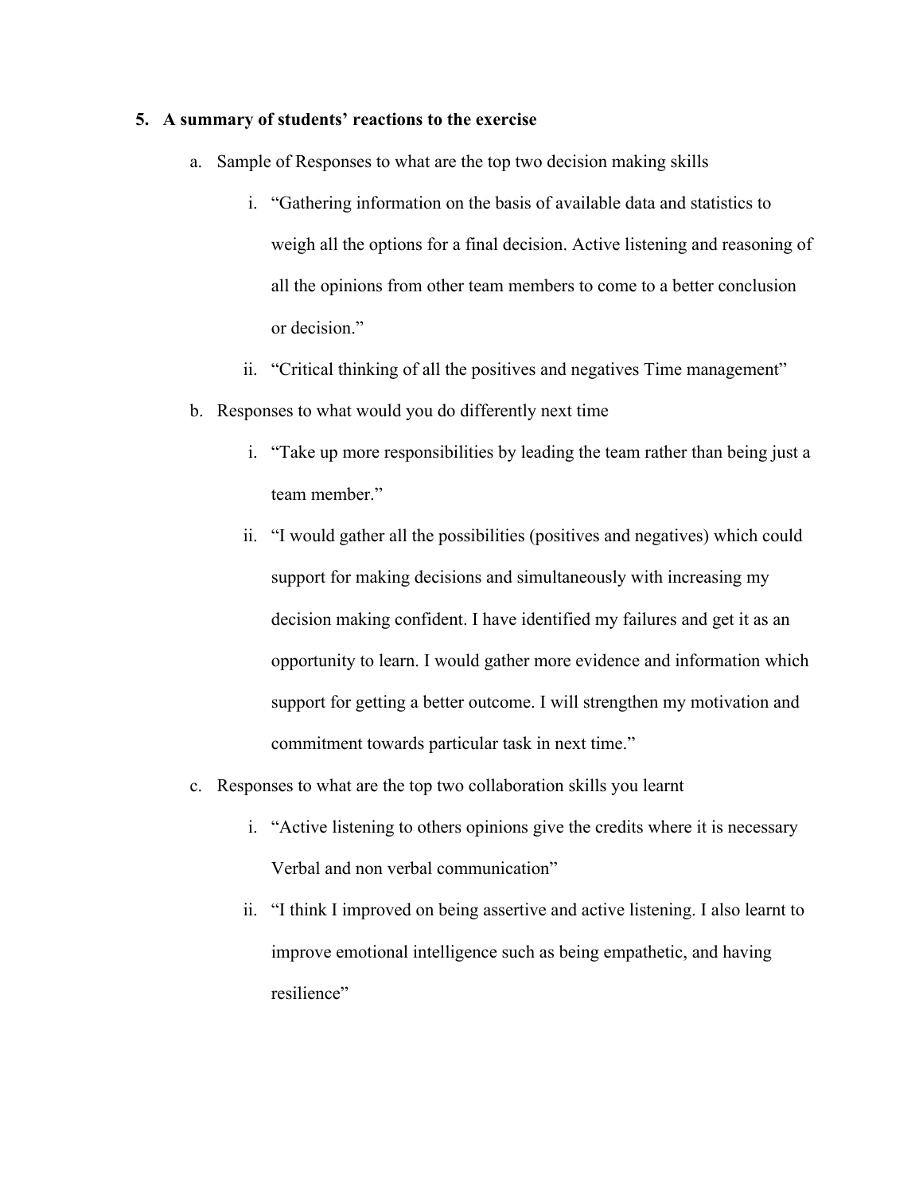5. **A summary of students' reactions to the exercise**

    a. Sample of Responses to what are the top two decision making skills

        i. "Gathering information on the basis of available data and statistics to weigh all the options for a final decision. Active listening and reasoning of all the opinions from other team members to come to a better conclusion or decision."

        ii. "Critical thinking of all the positives and negatives Time management"

    b. Responses to what would you do differently next time

        i. "Take up more responsibilities by leading the team rather than being just a team member."

        ii. "I would gather all the possibilities (positives and negatives) which could support for making decisions and simultaneously with increasing my decision making confident. I have identified my failures and get it as an opportunity to learn. I would gather more evidence and information which support for getting a better outcome. I will strengthen my motivation and commitment towards particular task in next time."

    c. Responses to what are the top two collaboration skills you learnt

        i. "Active listening to others opinions give the credits where it is necessary Verbal and non verbal communication"

        ii. "I think I improved on being assertive and active listening. I also learnt to improve emotional intelligence such as being empathetic, and having resilience"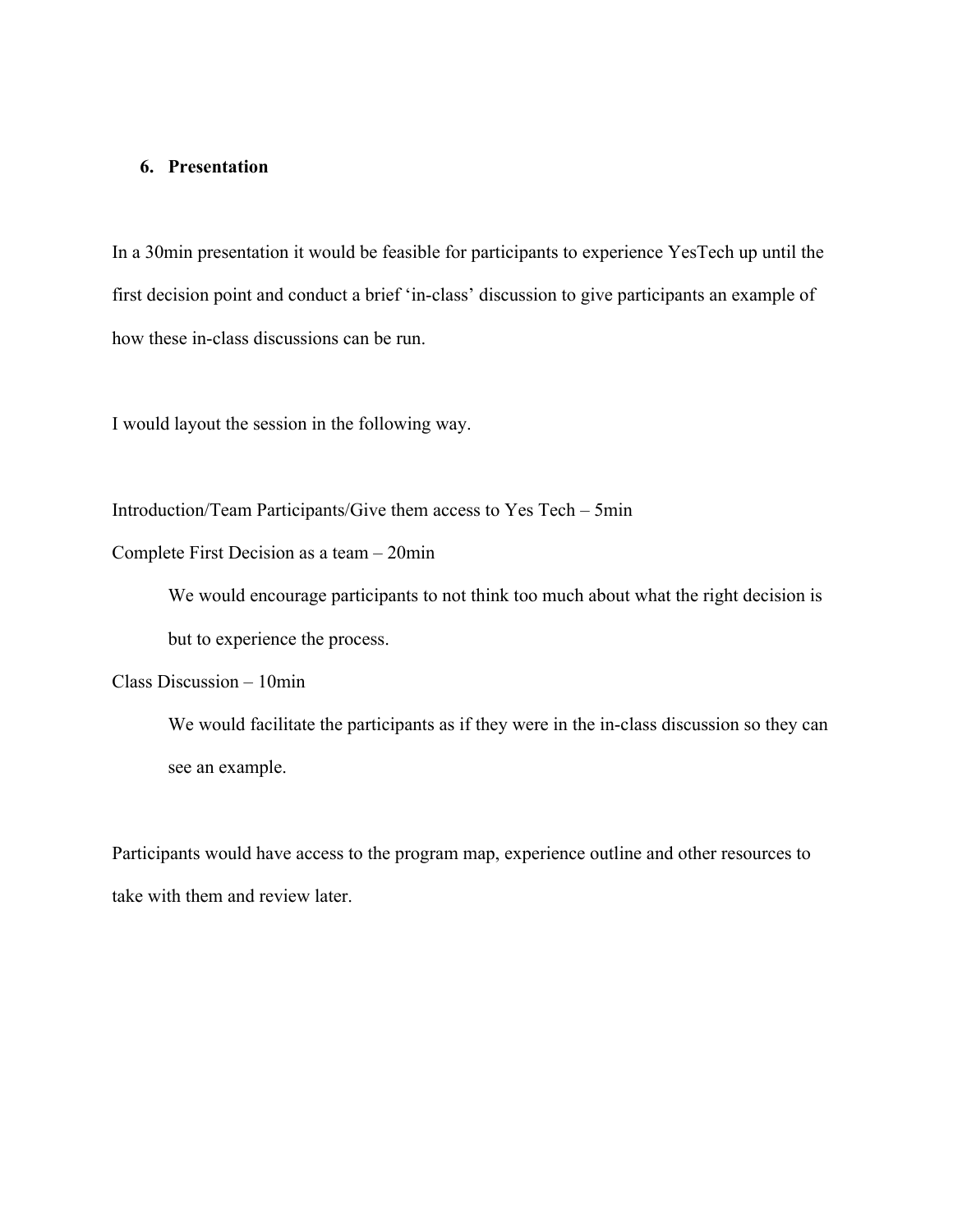## 6. Presentation

In a 30min presentation it would be feasible for participants to experience YesTech up until the first decision point and conduct a brief 'in-class' discussion to give participants an example of how these in-class discussions can be run.

I would layout the session in the following way.

Introduction/Team Participants/Give them access to Yes Tech – 5min

Complete First Decision as a team – 20min

> We would encourage participants to not think too much about what the right decision is but to experience the process.

Class Discussion – 10min

> We would facilitate the participants as if they were in the in-class discussion so they can see an example.

Participants would have access to the program map, experience outline and other resources to take with them and review later.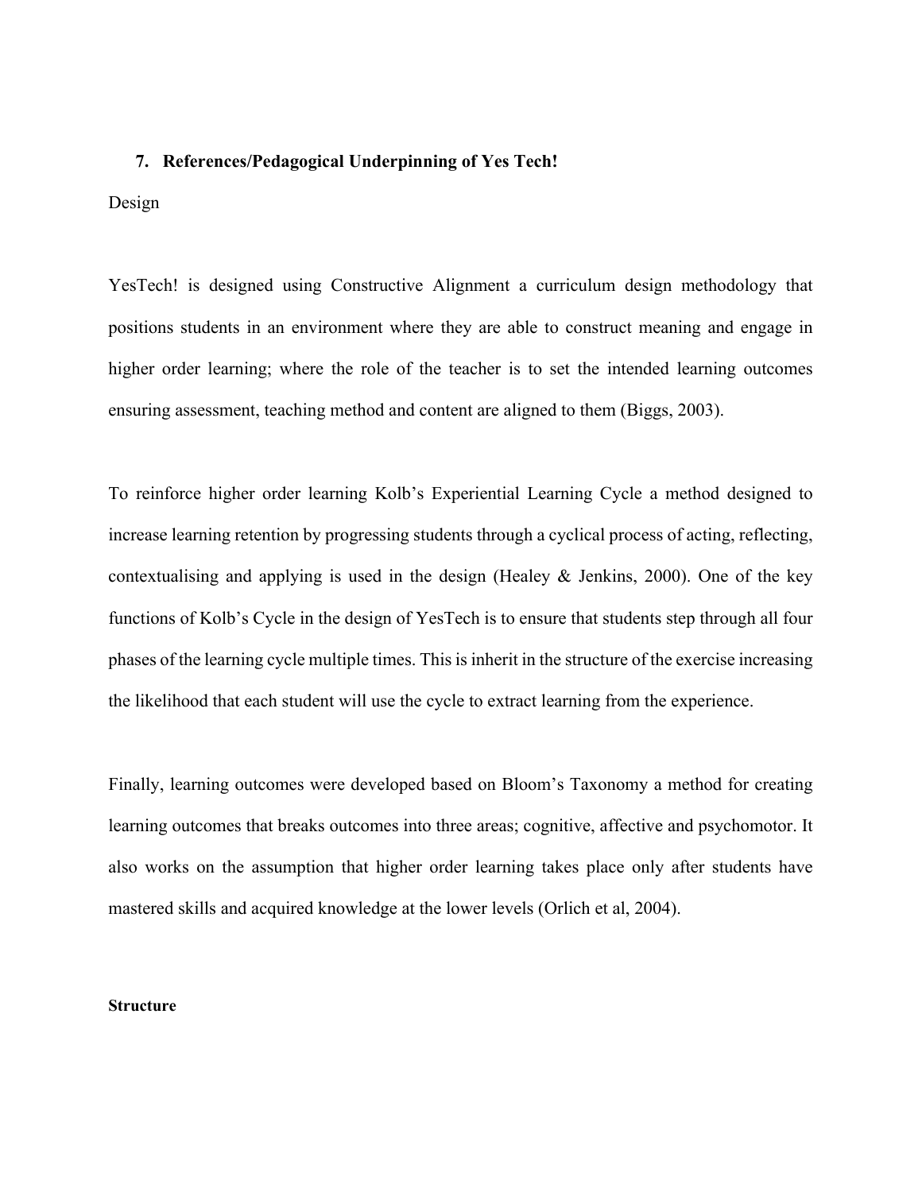## 7. References/Pedagogical Underpinning of Yes Tech!

Design

YesTech! is designed using Constructive Alignment a curriculum design methodology that positions students in an environment where they are able to construct meaning and engage in higher order learning; where the role of the teacher is to set the intended learning outcomes ensuring assessment, teaching method and content are aligned to them (Biggs, 2003).

To reinforce higher order learning Kolb's Experiential Learning Cycle a method designed to increase learning retention by progressing students through a cyclical process of acting, reflecting, contextualising and applying is used in the design (Healey & Jenkins, 2000). One of the key functions of Kolb's Cycle in the design of YesTech is to ensure that students step through all four phases of the learning cycle multiple times. This is inherit in the structure of the exercise increasing the likelihood that each student will use the cycle to extract learning from the experience.

Finally, learning outcomes were developed based on Bloom's Taxonomy a method for creating learning outcomes that breaks outcomes into three areas; cognitive, affective and psychomotor. It also works on the assumption that higher order learning takes place only after students have mastered skills and acquired knowledge at the lower levels (Orlich et al, 2004).

**Structure**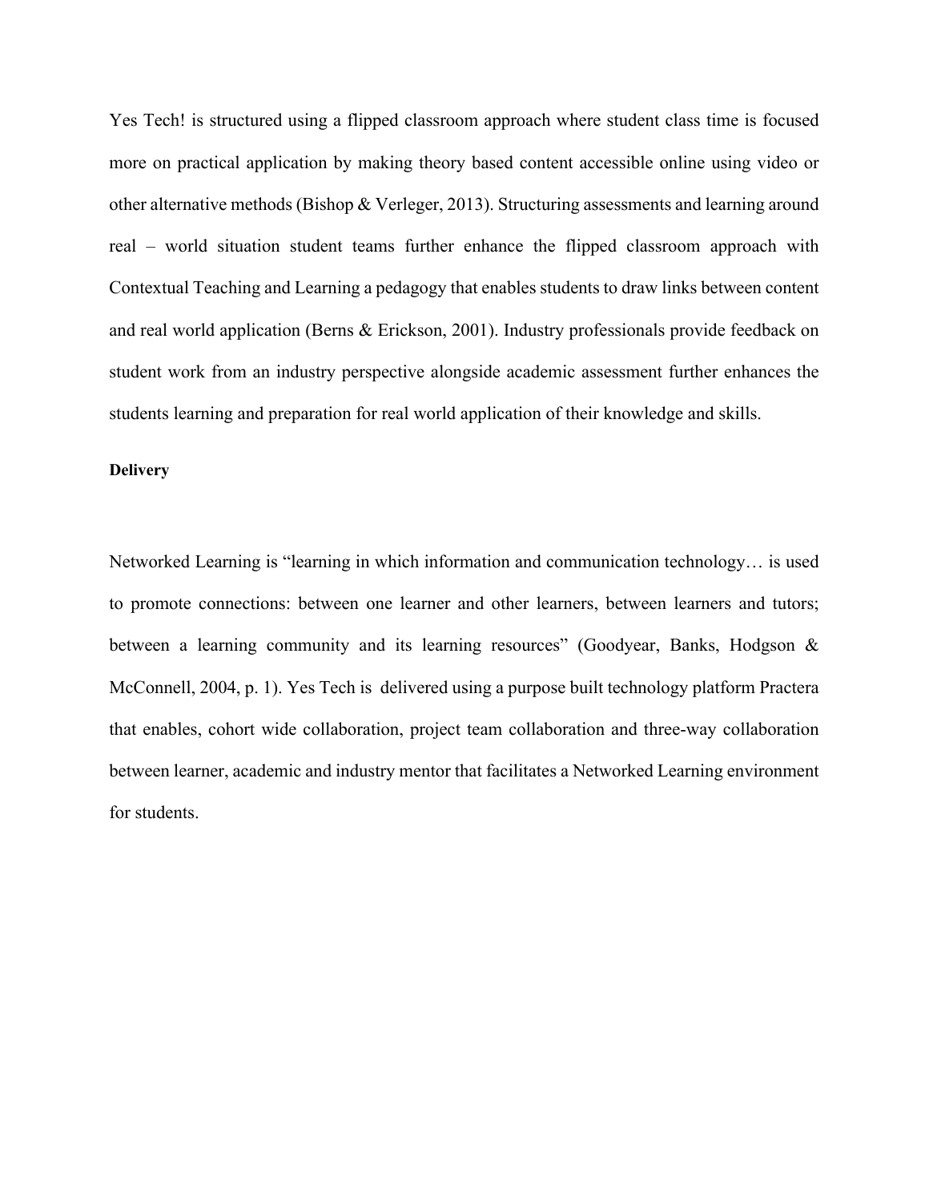Yes Tech! is structured using a flipped classroom approach where student class time is focused more on practical application by making theory based content accessible online using video or other alternative methods (Bishop & Verleger, 2013). Structuring assessments and learning around real – world situation student teams further enhance the flipped classroom approach with Contextual Teaching and Learning a pedagogy that enables students to draw links between content and real world application (Berns & Erickson, 2001). Industry professionals provide feedback on student work from an industry perspective alongside academic assessment further enhances the students learning and preparation for real world application of their knowledge and skills.

**Delivery**

Networked Learning is "learning in which information and communication technology… is used to promote connections: between one learner and other learners, between learners and tutors; between a learning community and its learning resources" (Goodyear, Banks, Hodgson & McConnell, 2004, p. 1). Yes Tech is delivered using a purpose built technology platform Practera that enables, cohort wide collaboration, project team collaboration and three-way collaboration between learner, academic and industry mentor that facilitates a Networked Learning environment for students.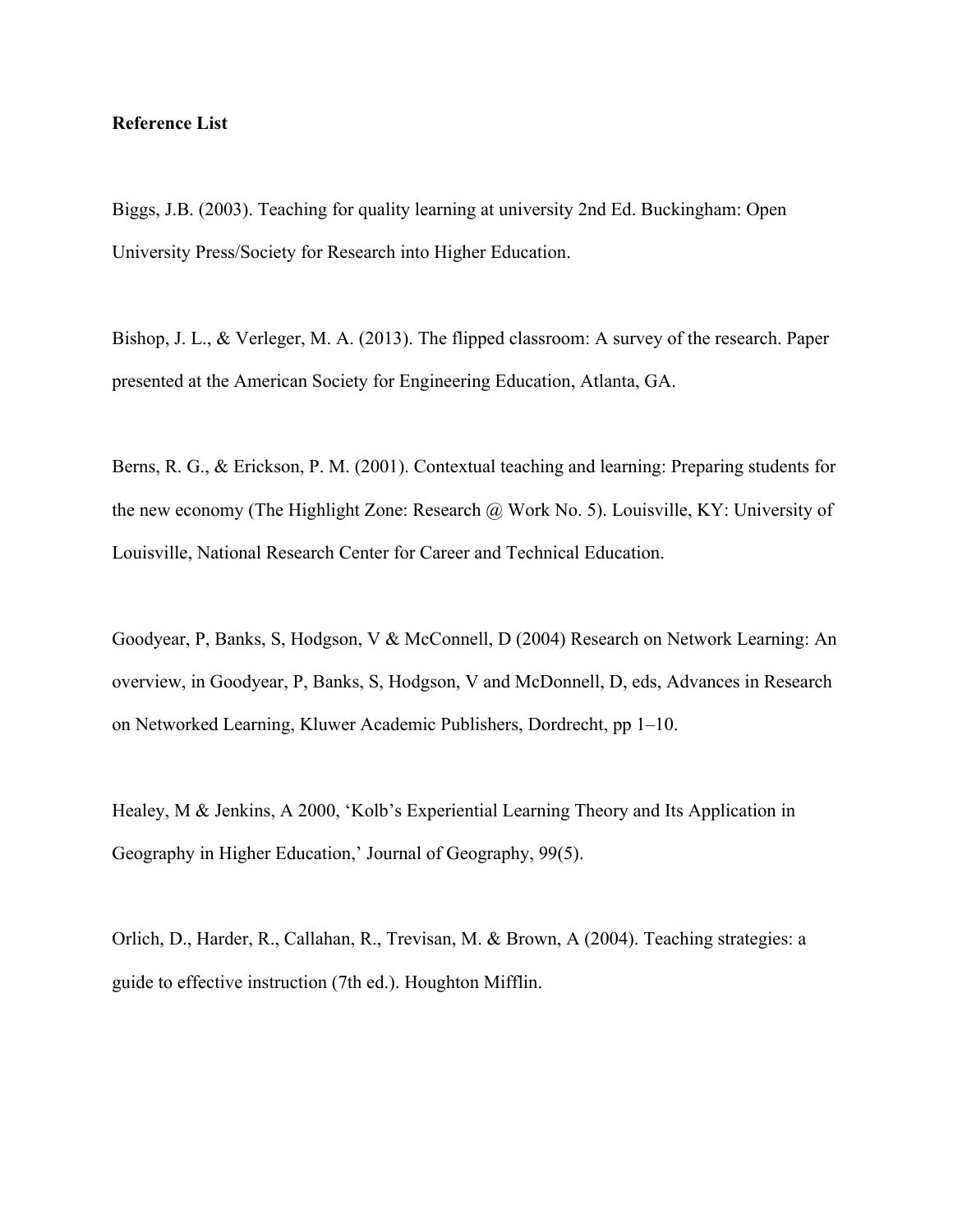**Reference List**

Biggs, J.B. (2003). Teaching for quality learning at university 2nd Ed. Buckingham: Open University Press/Society for Research into Higher Education.

Bishop, J. L., & Verleger, M. A. (2013). The flipped classroom: A survey of the research. Paper presented at the American Society for Engineering Education, Atlanta, GA.

Berns, R. G., & Erickson, P. M. (2001). Contextual teaching and learning: Preparing students for the new economy (The Highlight Zone: Research @ Work No. 5). Louisville, KY: University of Louisville, National Research Center for Career and Technical Education.

Goodyear, P, Banks, S, Hodgson, V & McConnell, D (2004) Research on Network Learning: An overview, in Goodyear, P, Banks, S, Hodgson, V and McDonnell, D, eds, Advances in Research on Networked Learning, Kluwer Academic Publishers, Dordrecht, pp 1–10.

Healey, M & Jenkins, A 2000, 'Kolb's Experiential Learning Theory and Its Application in Geography in Higher Education,' Journal of Geography, 99(5).

Orlich, D., Harder, R., Callahan, R., Trevisan, M. & Brown, A (2004). Teaching strategies: a guide to effective instruction (7th ed.). Houghton Mifflin.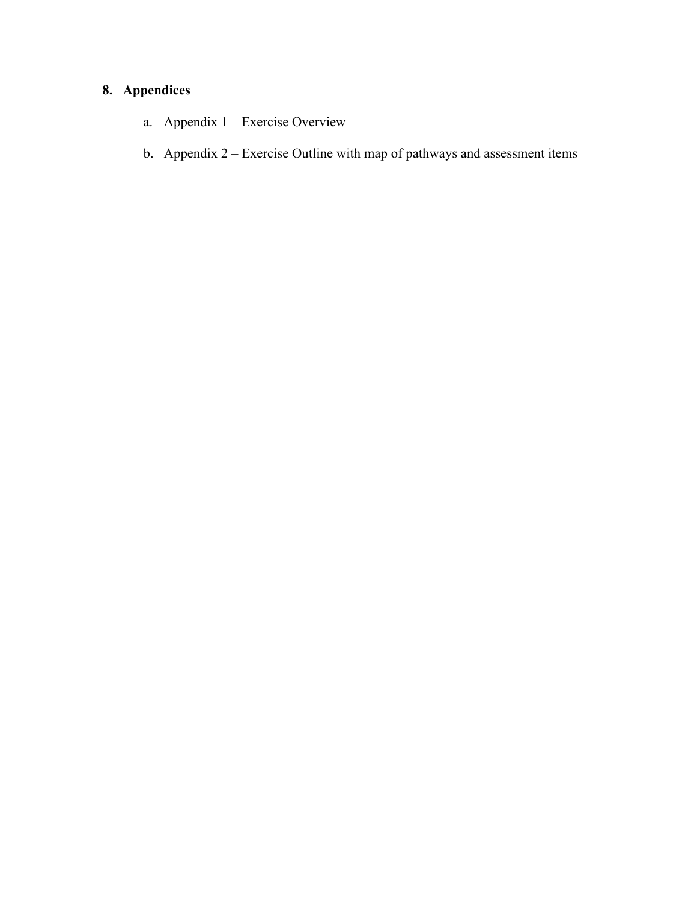## 8. Appendices

a. Appendix 1 – Exercise Overview

b. Appendix 2 – Exercise Outline with map of pathways and assessment items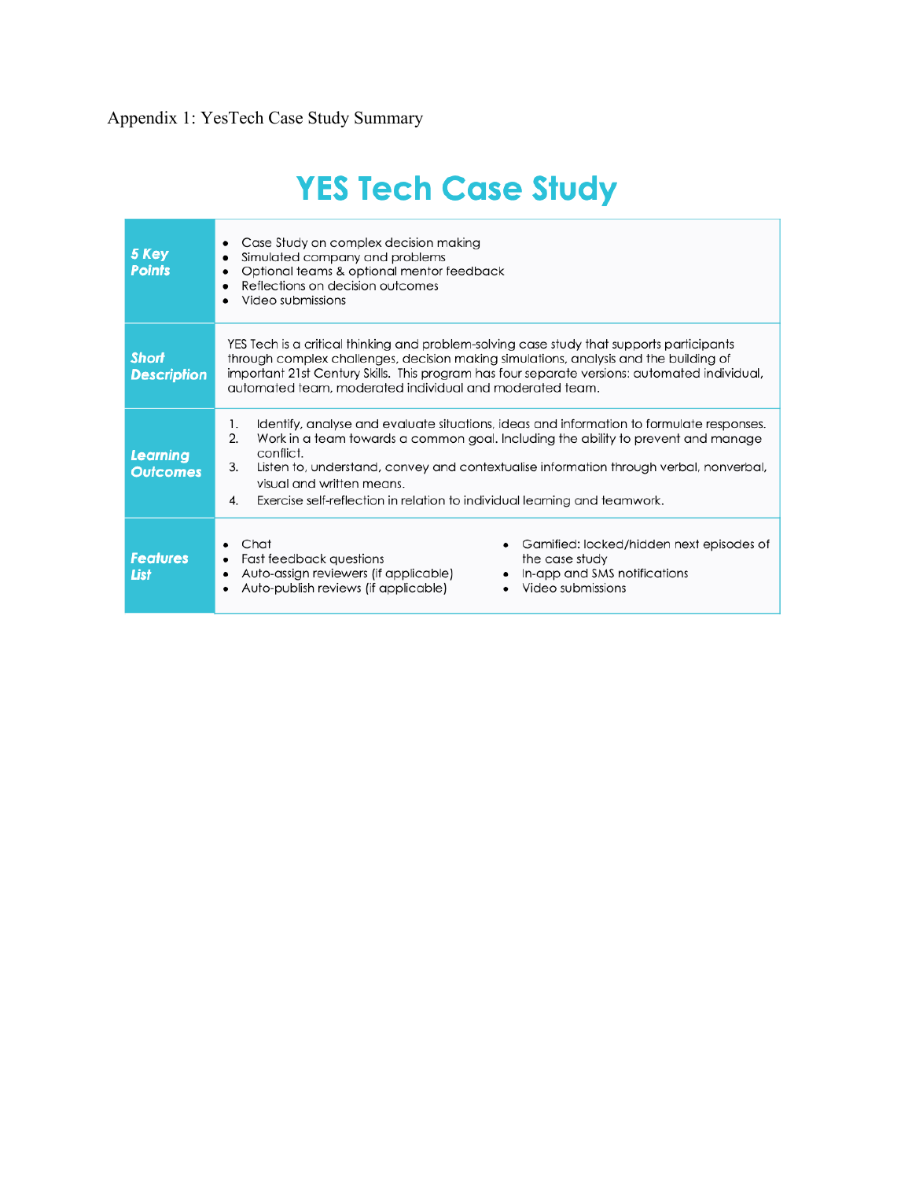Appendix 1: YesTech Case Study Summary

# YES Tech Case Study

| | |
|---|---|
| **5 Key Points** | • Case Study on complex decision making<br>• Simulated company and problems<br>• Optional teams & optional mentor feedback<br>• Reflections on decision outcomes<br>• Video submissions |
| **Short Description** | YES Tech is a critical thinking and problem-solving case study that supports participants through complex challenges, decision making simulations, analysis and the building of important 21st Century Skills. This program has four separate versions: automated individual, automated team, moderated individual and moderated team. |
| **Learning Outcomes** | 1. Identify, analyse and evaluate situations, ideas and information to formulate responses.<br>2. Work in a team towards a common goal. Including the ability to prevent and manage conflict.<br>3. Listen to, understand, convey and contextualise information through verbal, nonverbal, visual and written means.<br>4. Exercise self-reflection in relation to individual learning and teamwork. |
| **Features List** | • Chat<br>• Fast feedback questions<br>• Auto-assign reviewers (if applicable)<br>• Auto-publish reviews (if applicable)<br>• Gamified: locked/hidden next episodes of the case study<br>• In-app and SMS notifications<br>• Video submissions |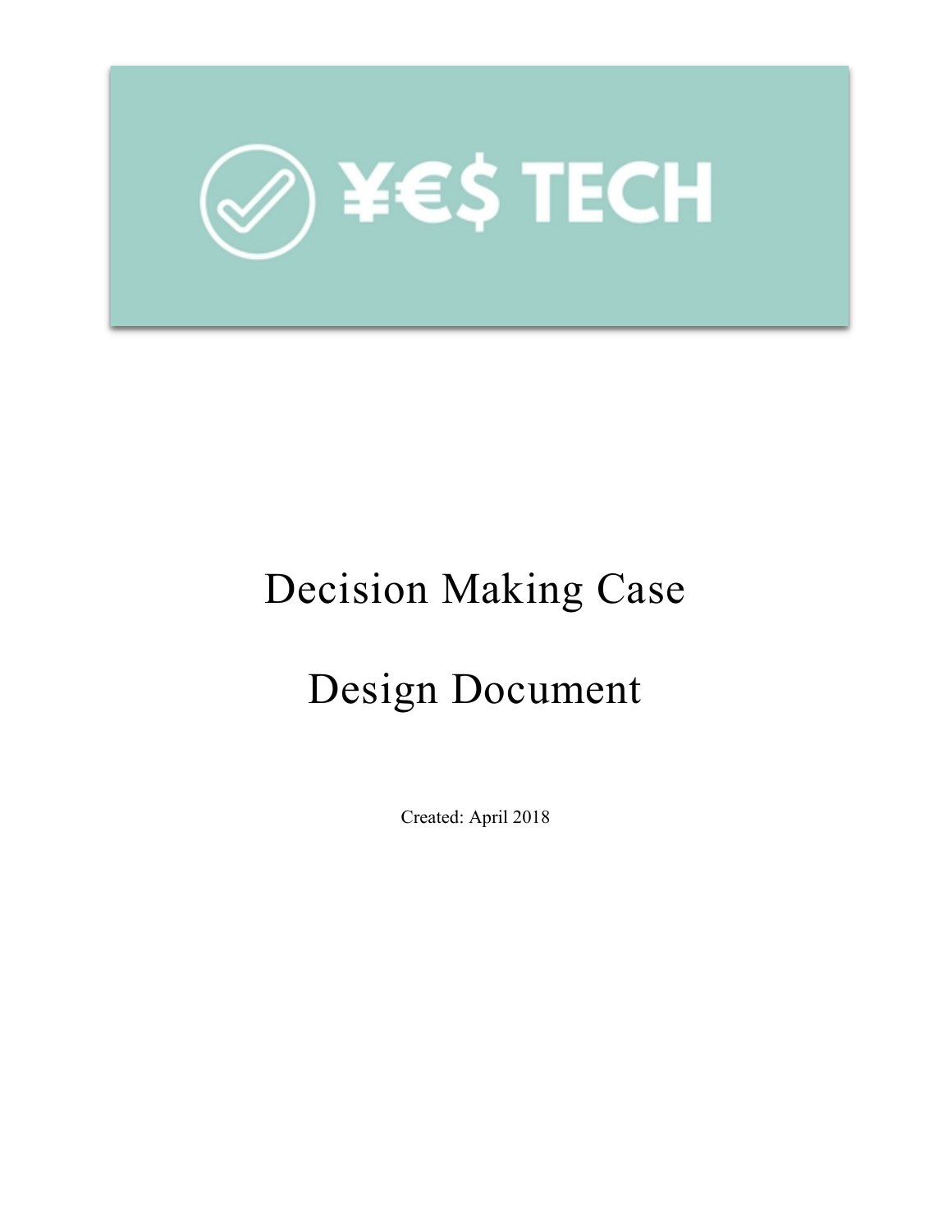# Decision Making Case

# Design Document

Created: April 2018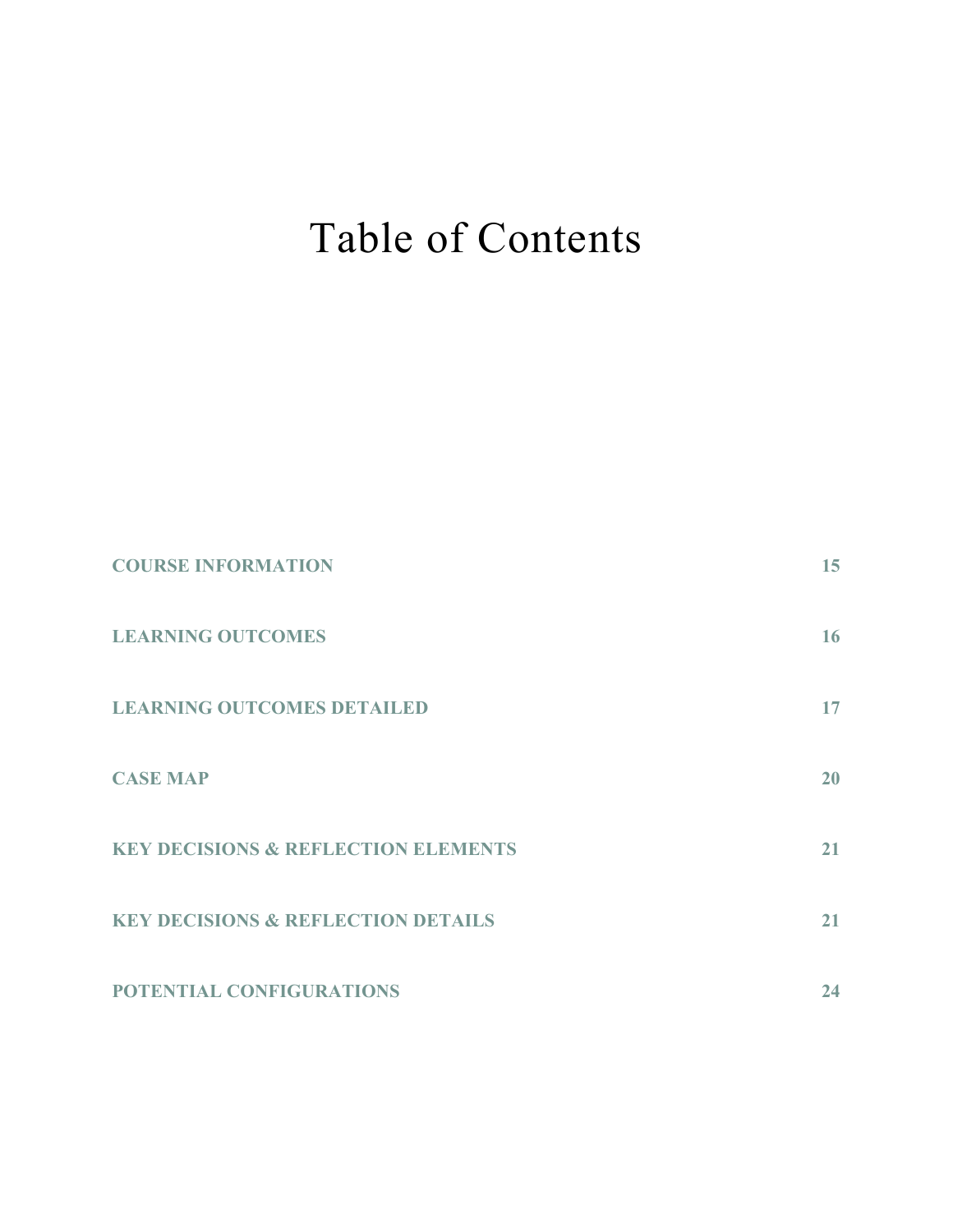# Table of Contents

| | |
|---|---|
| **COURSE INFORMATION** | **15** |
| **LEARNING OUTCOMES** | **16** |
| **LEARNING OUTCOMES DETAILED** | **17** |
| **CASE MAP** | **20** |
| **KEY DECISIONS & REFLECTION ELEMENTS** | **21** |
| **KEY DECISIONS & REFLECTION DETAILS** | **21** |
| **POTENTIAL CONFIGURATIONS** | **24** |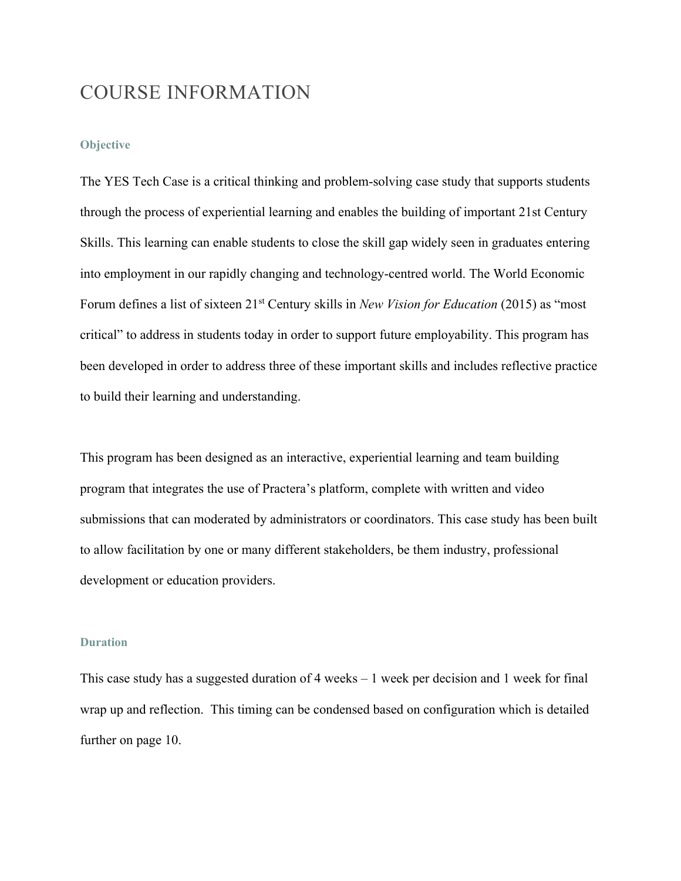# COURSE INFORMATION

### Objective

The YES Tech Case is a critical thinking and problem-solving case study that supports students through the process of experiential learning and enables the building of important 21st Century Skills. This learning can enable students to close the skill gap widely seen in graduates entering into employment in our rapidly changing and technology-centred world. The World Economic Forum defines a list of sixteen 21st Century skills in *New Vision for Education* (2015) as "most critical" to address in students today in order to support future employability. This program has been developed in order to address three of these important skills and includes reflective practice to build their learning and understanding.

This program has been designed as an interactive, experiential learning and team building program that integrates the use of Practera's platform, complete with written and video submissions that can moderated by administrators or coordinators. This case study has been built to allow facilitation by one or many different stakeholders, be them industry, professional development or education providers.

### Duration

This case study has a suggested duration of 4 weeks – 1 week per decision and 1 week for final wrap up and reflection. This timing can be condensed based on configuration which is detailed further on page 10.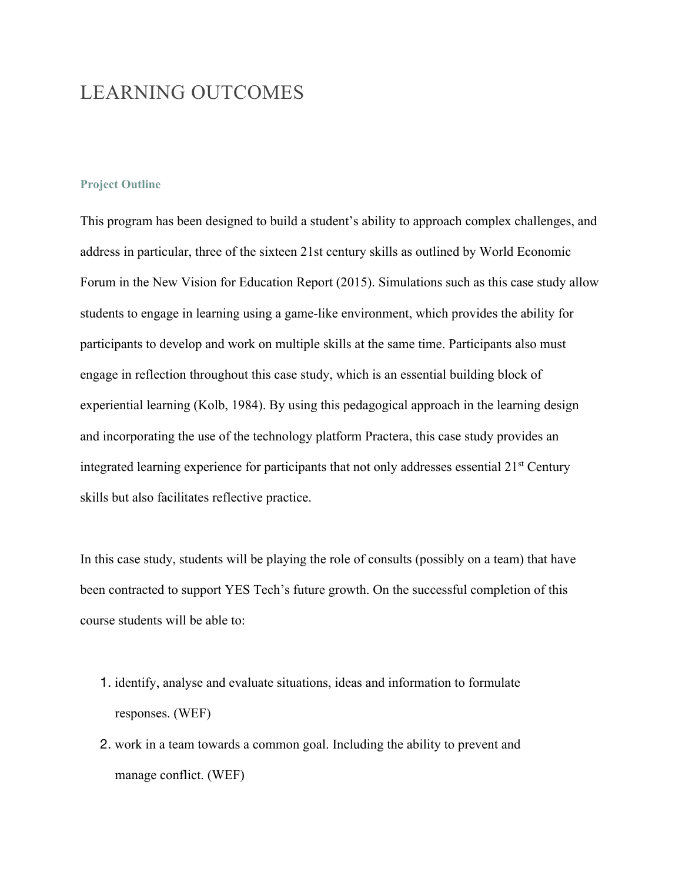# LEARNING OUTCOMES

### Project Outline

This program has been designed to build a student's ability to approach complex challenges, and address in particular, three of the sixteen 21st century skills as outlined by World Economic Forum in the New Vision for Education Report (2015). Simulations such as this case study allow students to engage in learning using a game-like environment, which provides the ability for participants to develop and work on multiple skills at the same time. Participants also must engage in reflection throughout this case study, which is an essential building block of experiential learning (Kolb, 1984). By using this pedagogical approach in the learning design and incorporating the use of the technology platform Practera, this case study provides an integrated learning experience for participants that not only addresses essential 21st Century skills but also facilitates reflective practice.

In this case study, students will be playing the role of consults (possibly on a team) that have been contracted to support YES Tech's future growth. On the successful completion of this course students will be able to:

1. identify, analyse and evaluate situations, ideas and information to formulate responses. (WEF)
2. work in a team towards a common goal. Including the ability to prevent and manage conflict. (WEF)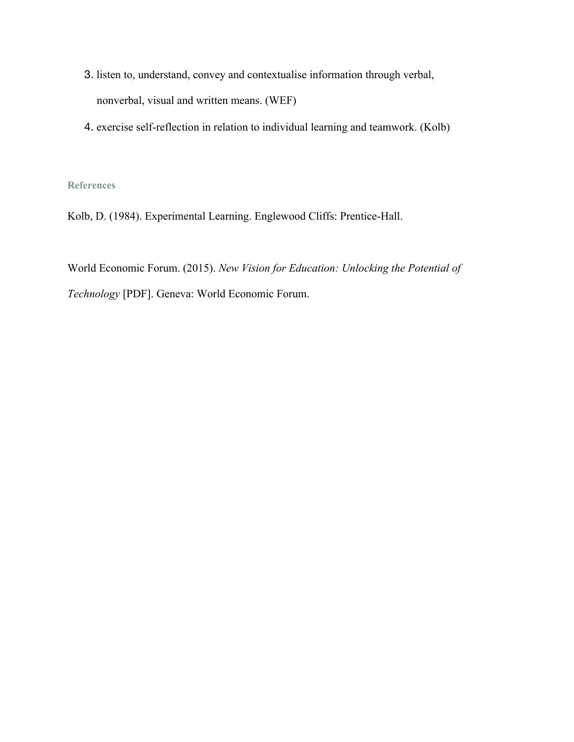3. listen to, understand, convey and contextualise information through verbal, nonverbal, visual and written means. (WEF)
4. exercise self-reflection in relation to individual learning and teamwork. (Kolb)

### References

Kolb, D. (1984). Experimental Learning. Englewood Cliffs: Prentice-Hall.

World Economic Forum. (2015). *New Vision for Education: Unlocking the Potential of Technology* [PDF]. Geneva: World Economic Forum.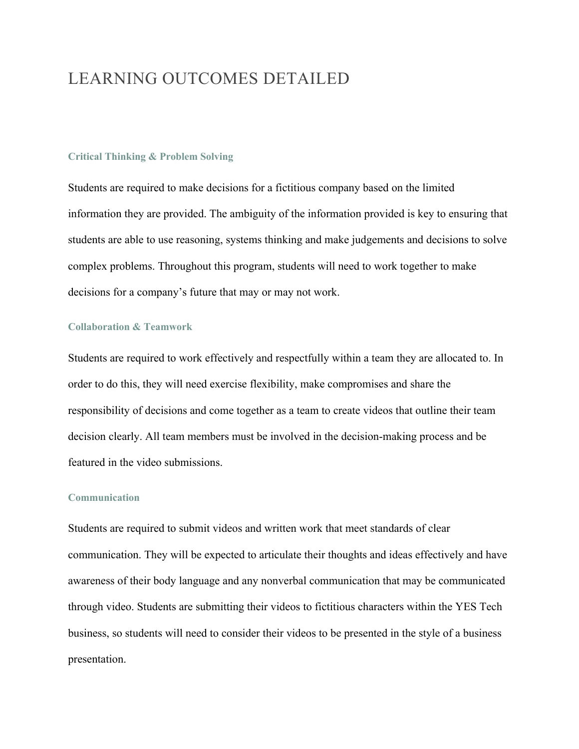# LEARNING OUTCOMES DETAILED

### Critical Thinking & Problem Solving

Students are required to make decisions for a fictitious company based on the limited information they are provided. The ambiguity of the information provided is key to ensuring that students are able to use reasoning, systems thinking and make judgements and decisions to solve complex problems. Throughout this program, students will need to work together to make decisions for a company's future that may or may not work.

### Collaboration & Teamwork

Students are required to work effectively and respectfully within a team they are allocated to. In order to do this, they will need exercise flexibility, make compromises and share the responsibility of decisions and come together as a team to create videos that outline their team decision clearly. All team members must be involved in the decision-making process and be featured in the video submissions.

### Communication

Students are required to submit videos and written work that meet standards of clear communication. They will be expected to articulate their thoughts and ideas effectively and have awareness of their body language and any nonverbal communication that may be communicated through video. Students are submitting their videos to fictitious characters within the YES Tech business, so students will need to consider their videos to be presented in the style of a business presentation.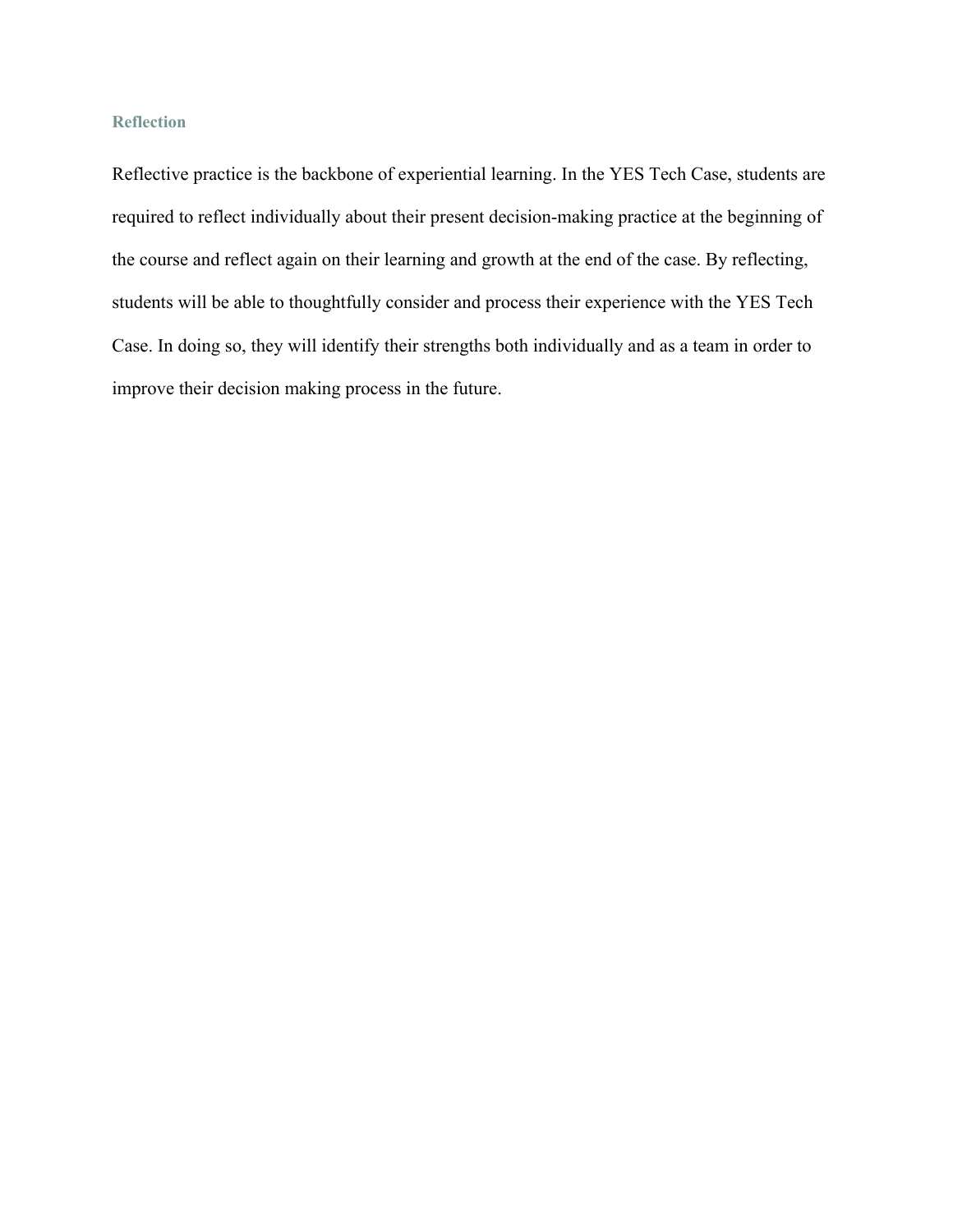### Reflection

Reflective practice is the backbone of experiential learning. In the YES Tech Case, students are required to reflect individually about their present decision-making practice at the beginning of the course and reflect again on their learning and growth at the end of the case. By reflecting, students will be able to thoughtfully consider and process their experience with the YES Tech Case. In doing so, they will identify their strengths both individually and as a team in order to improve their decision making process in the future.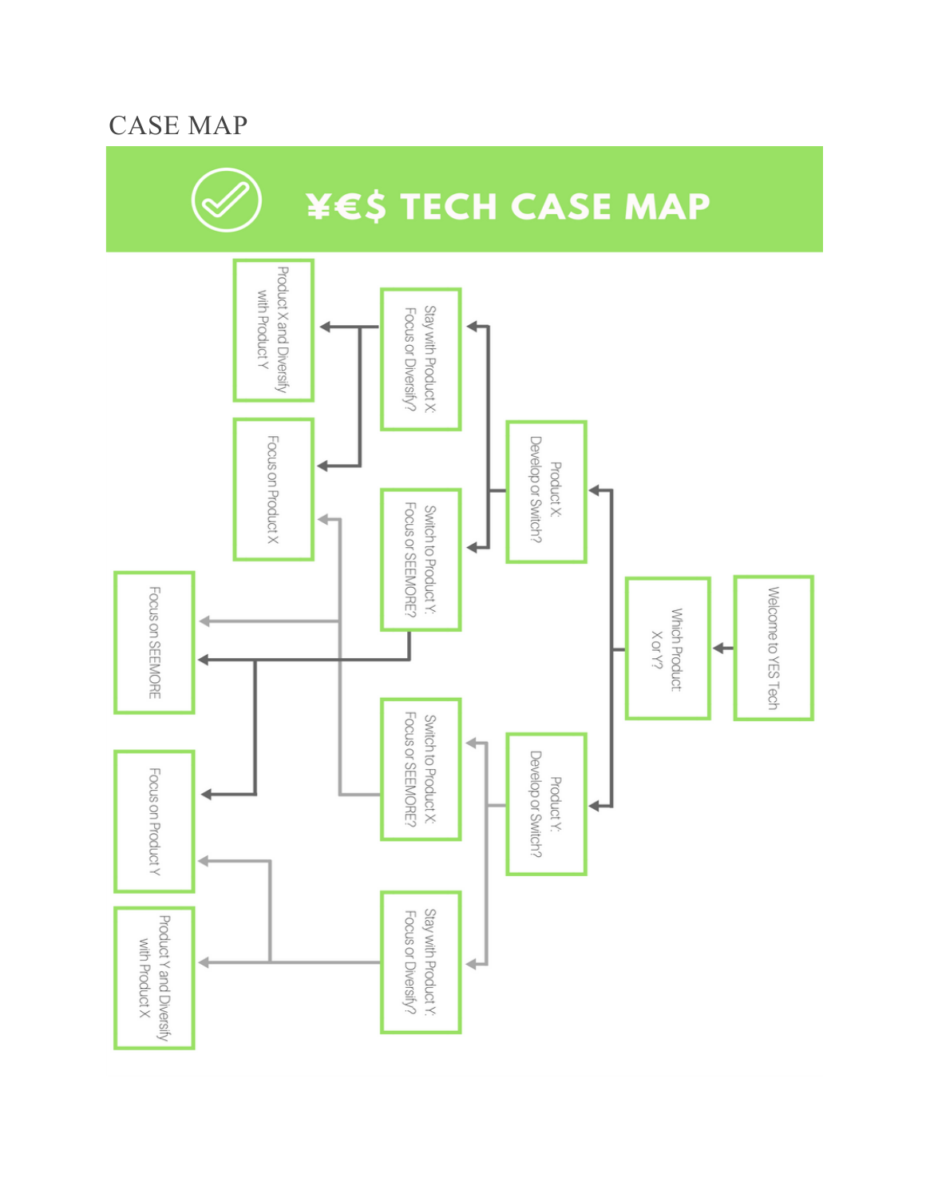# CASE MAP

## ¥€$ TECH CASE MAP

- Welcome to YES Tech
  - Which Product: X or Y?
    - Product X: Develop or Switch?
      - Stay with Product X: Focus or Diversify?
        - Product X and Diversify with Product Y
        - Focus on Product X
      - Switch to Product Y: Focus or SEEMORE?
        - Focus on SEEMORE
        - Focus on Product Y
    - Product Y: Develop or Switch?
      - Switch to Product X: Focus or SEEMORE?
        - Focus on Product X
        - Focus on SEEMORE
      - Stay with Product Y: Focus or Diversify?
        - Focus on Product Y
        - Product Y and Diversify with Product X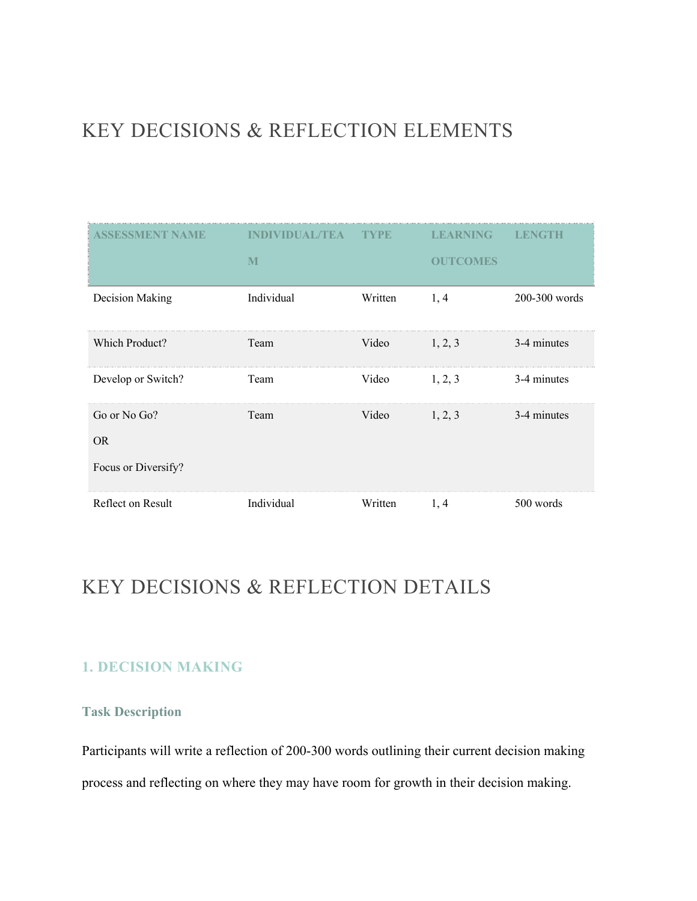# KEY DECISIONS & REFLECTION ELEMENTS

| ASSESSMENT NAME | INDIVIDUAL/TEAM | TYPE | LEARNING OUTCOMES | LENGTH |
|---|---|---|---|---|
| Decision Making | Individual | Written | 1, 4 | 200-300 words |
| Which Product? | Team | Video | 1, 2, 3 | 3-4 minutes |
| Develop or Switch? | Team | Video | 1, 2, 3 | 3-4 minutes |
| Go or No Go? OR Focus or Diversify? | Team | Video | 1, 2, 3 | 3-4 minutes |
| Reflect on Result | Individual | Written | 1, 4 | 500 words |

# KEY DECISIONS & REFLECTION DETAILS

## 1. DECISION MAKING

### Task Description

Participants will write a reflection of 200-300 words outlining their current decision making process and reflecting on where they may have room for growth in their decision making.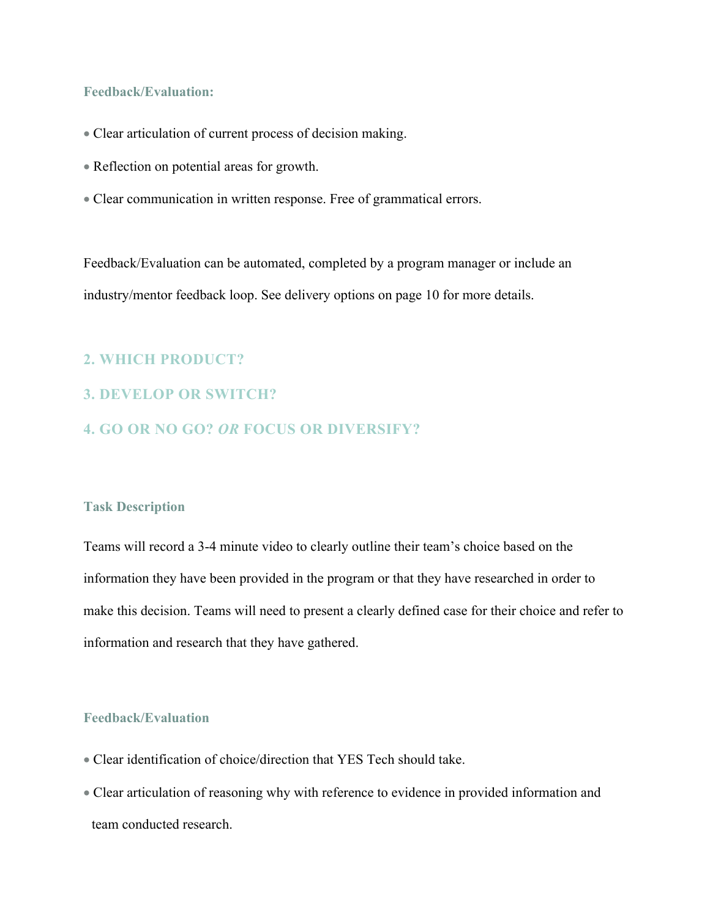### Feedback/Evaluation:

- Clear articulation of current process of decision making.
- Reflection on potential areas for growth.
- Clear communication in written response. Free of grammatical errors.

Feedback/Evaluation can be automated, completed by a program manager or include an industry/mentor feedback loop. See delivery options on page 10 for more details.

## 2. WHICH PRODUCT?

## 3. DEVELOP OR SWITCH?

## 4. GO OR NO GO? *OR* FOCUS OR DIVERSIFY?

### Task Description

Teams will record a 3-4 minute video to clearly outline their team's choice based on the information they have been provided in the program or that they have researched in order to make this decision. Teams will need to present a clearly defined case for their choice and refer to information and research that they have gathered.

### Feedback/Evaluation

- Clear identification of choice/direction that YES Tech should take.
- Clear articulation of reasoning why with reference to evidence in provided information and team conducted research.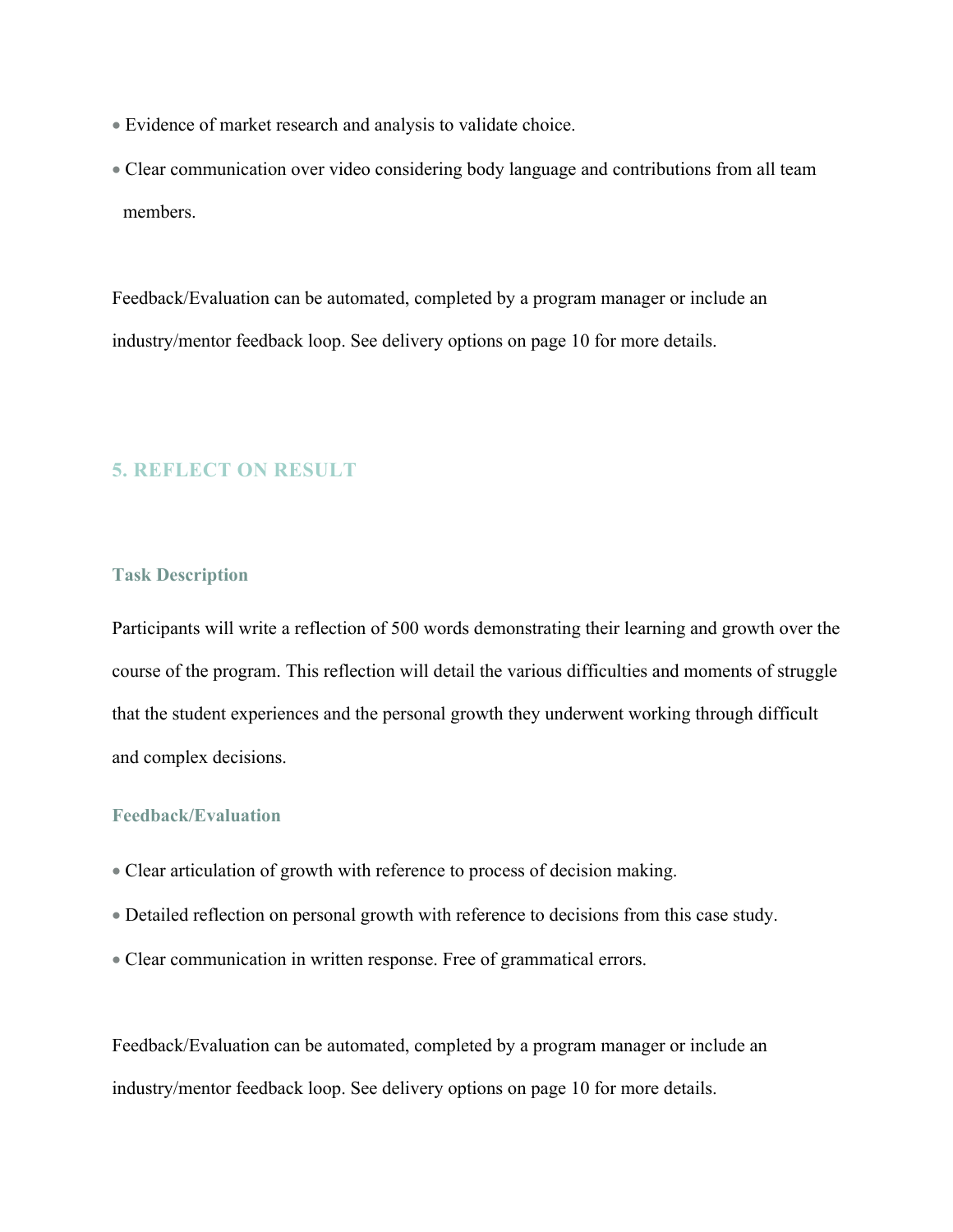- Evidence of market research and analysis to validate choice.
- Clear communication over video considering body language and contributions from all team members.

Feedback/Evaluation can be automated, completed by a program manager or include an industry/mentor feedback loop. See delivery options on page 10 for more details.

## 5. REFLECT ON RESULT

### Task Description

Participants will write a reflection of 500 words demonstrating their learning and growth over the course of the program. This reflection will detail the various difficulties and moments of struggle that the student experiences and the personal growth they underwent working through difficult and complex decisions.

### Feedback/Evaluation

- Clear articulation of growth with reference to process of decision making.
- Detailed reflection on personal growth with reference to decisions from this case study.
- Clear communication in written response. Free of grammatical errors.

Feedback/Evaluation can be automated, completed by a program manager or include an industry/mentor feedback loop. See delivery options on page 10 for more details.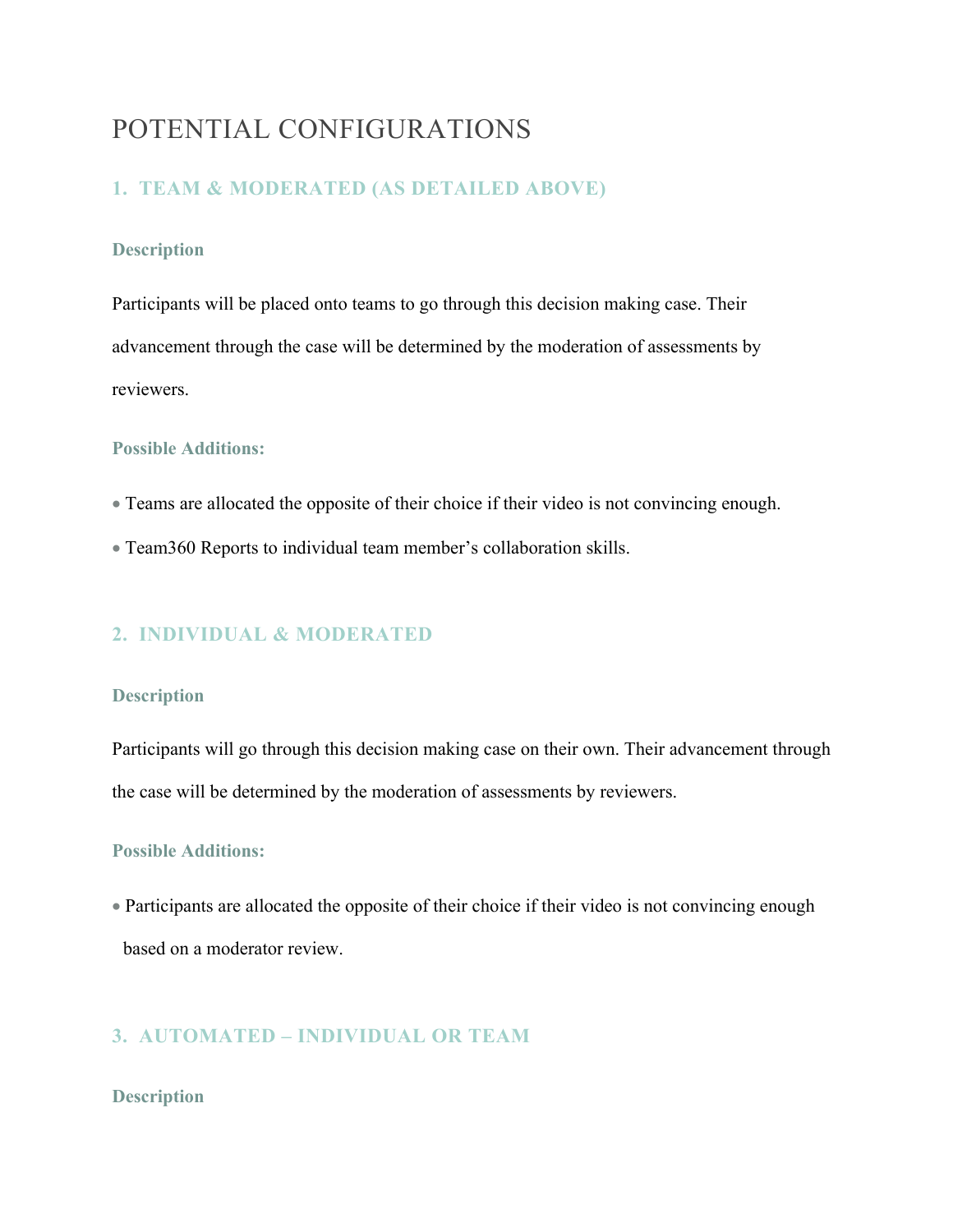# POTENTIAL CONFIGURATIONS

## 1. TEAM & MODERATED (AS DETAILED ABOVE)

### Description

Participants will be placed onto teams to go through this decision making case. Their advancement through the case will be determined by the moderation of assessments by reviewers.

### Possible Additions:

- Teams are allocated the opposite of their choice if their video is not convincing enough.
- Team360 Reports to individual team member's collaboration skills.

## 2. INDIVIDUAL & MODERATED

### Description

Participants will go through this decision making case on their own. Their advancement through the case will be determined by the moderation of assessments by reviewers.

### Possible Additions:

- Participants are allocated the opposite of their choice if their video is not convincing enough based on a moderator review.

## 3. AUTOMATED – INDIVIDUAL OR TEAM

### Description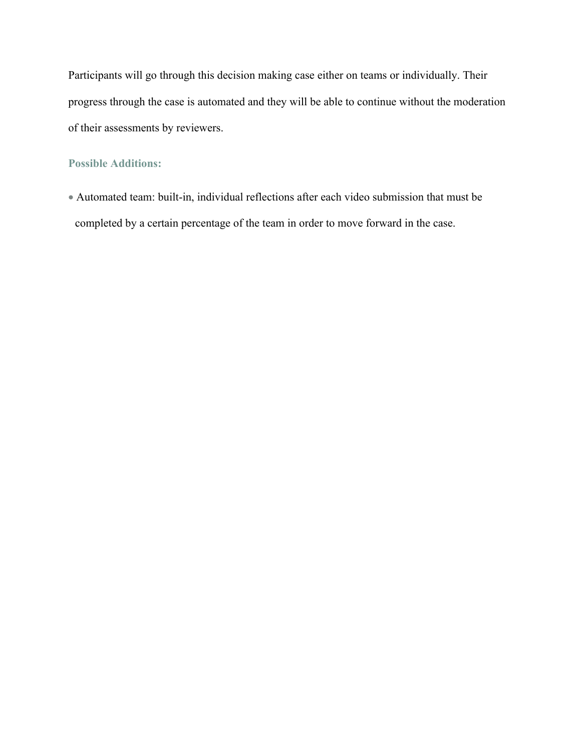Participants will go through this decision making case either on teams or individually. Their progress through the case is automated and they will be able to continue without the moderation of their assessments by reviewers.

### Possible Additions:

- Automated team: built-in, individual reflections after each video submission that must be completed by a certain percentage of the team in order to move forward in the case.